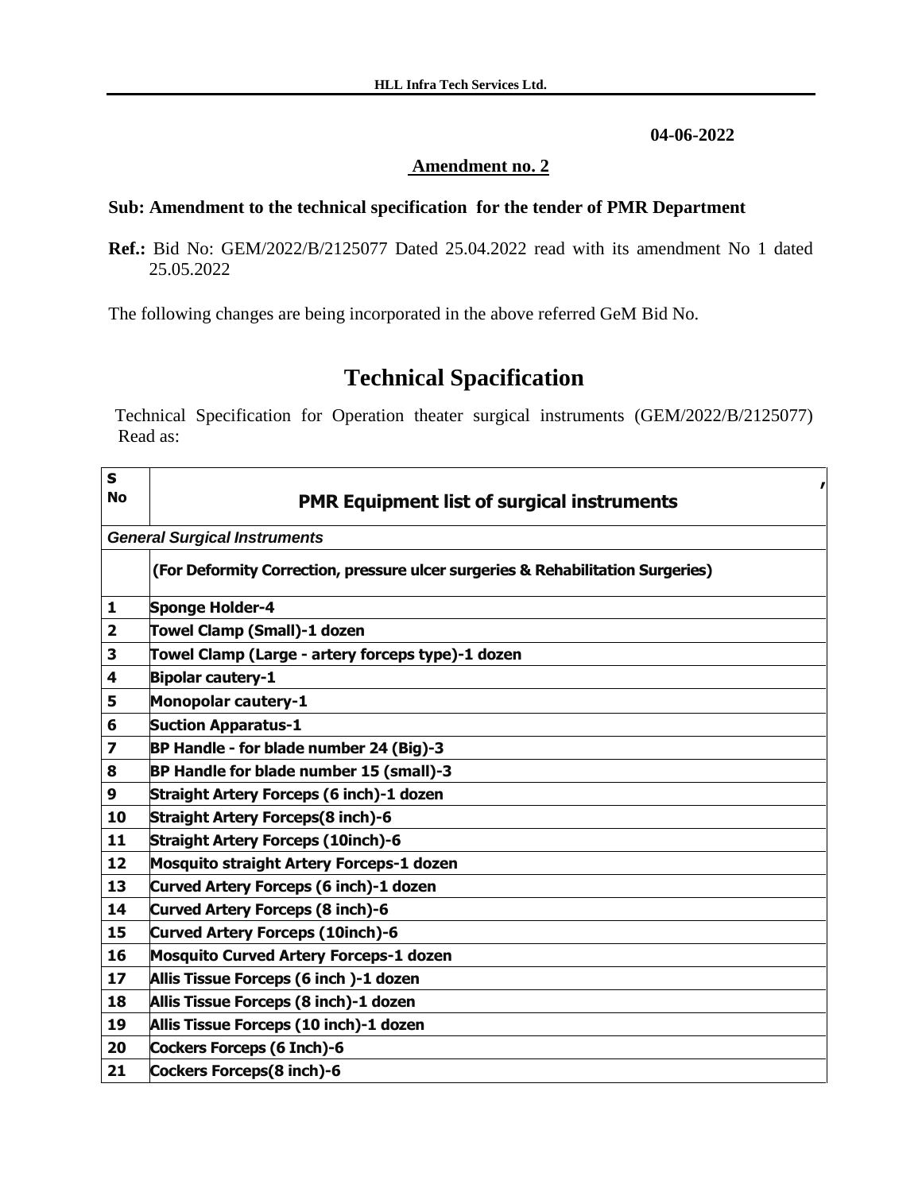**04-06-2022**

**Amendment no. 2**

**Sub: Amendment to the technical specification for the tender of PMR Department**

**Ref.:** Bid No: GEM/2022/B/2125077 Dated 25.04.2022 read with its amendment No 1 dated 25.05.2022

The following changes are being incorporated in the above referred GeM Bid No.

# Technical Spacification

Technical Specification for Operation theater surgical instruments (GEM/2022/B/2125077) Read as:

| S No | PMR Equipment list of surgical instruments |
|---|---|
| *General Surgical Instruments* | |
| | **(For Deformity Correction, pressure ulcer surgeries & Rehabilitation Surgeries)** |
| 1 | Sponge Holder-4 |
| 2 | Towel Clamp (Small)-1 dozen |
| 3 | Towel Clamp (Large - artery forceps type)-1 dozen |
| 4 | Bipolar cautery-1 |
| 5 | Monopolar cautery-1 |
| 6 | Suction Apparatus-1 |
| 7 | BP Handle - for blade number 24 (Big)-3 |
| 8 | BP Handle for blade number 15 (small)-3 |
| 9 | Straight Artery Forceps (6 inch)-1 dozen |
| 10 | Straight Artery Forceps(8 inch)-6 |
| 11 | Straight Artery Forceps (10inch)-6 |
| 12 | Mosquito straight Artery Forceps-1 dozen |
| 13 | Curved Artery Forceps (6 inch)-1 dozen |
| 14 | Curved Artery Forceps (8 inch)-6 |
| 15 | Curved Artery Forceps (10inch)-6 |
| 16 | Mosquito Curved Artery Forceps-1 dozen |
| 17 | Allis Tissue Forceps (6 inch )-1 dozen |
| 18 | Allis Tissue Forceps (8 inch)-1 dozen |
| 19 | Allis Tissue Forceps (10 inch)-1 dozen |
| 20 | Cockers Forceps (6 Inch)-6 |
| 21 | Cockers Forceps(8 inch)-6 |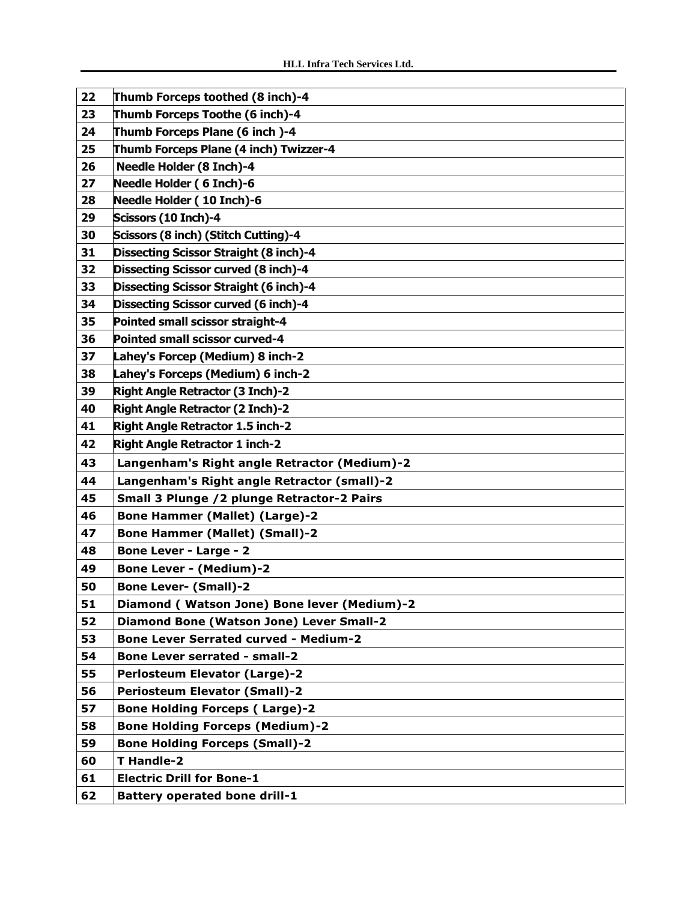| 22 | **Thumb Forceps toothed (8 inch)-4** |
|---|---|
| 23 | **Thumb Forceps Toothe (6 inch)-4** |
| 24 | **Thumb Forceps Plane (6 inch )-4** |
| 25 | **Thumb Forceps Plane (4 inch) Twizzer-4** |
| 26 | **Needle Holder (8 Inch)-4** |
| 27 | **Needle Holder ( 6 Inch)-6** |
| 28 | **Needle Holder ( 10 Inch)-6** |
| 29 | **Scissors (10 Inch)-4** |
| 30 | **Scissors (8 inch) (Stitch Cutting)-4** |
| 31 | **Dissecting Scissor Straight (8 inch)-4** |
| 32 | **Dissecting Scissor curved (8 inch)-4** |
| 33 | **Dissecting Scissor Straight (6 inch)-4** |
| 34 | **Dissecting Scissor curved (6 inch)-4** |
| 35 | **Pointed small scissor straight-4** |
| 36 | **Pointed small scissor curved-4** |
| 37 | **Lahey's Forcep (Medium) 8 inch-2** |
| 38 | **Lahey's Forceps (Medium) 6 inch-2** |
| 39 | **Right Angle Retractor (3 Inch)-2** |
| 40 | **Right Angle Retractor (2 Inch)-2** |
| 41 | **Right Angle Retractor 1.5 inch-2** |
| 42 | **Right Angle Retractor 1 inch-2** |
| 43 | **Langenham's Right angle Retractor (Medium)-2** |
| 44 | **Langenham's Right angle Retractor (small)-2** |
| 45 | **Small 3 Plunge /2 plunge Retractor-2 Pairs** |
| 46 | **Bone Hammer (Mallet) (Large)-2** |
| 47 | **Bone Hammer (Mallet) (Small)-2** |
| 48 | **Bone Lever - Large - 2** |
| 49 | **Bone Lever - (Medium)-2** |
| 50 | **Bone Lever- (Small)-2** |
| 51 | **Diamond ( Watson Jone) Bone lever (Medium)-2** |
| 52 | **Diamond Bone (Watson Jone) Lever Small-2** |
| 53 | **Bone Lever Serrated curved - Medium-2** |
| 54 | **Bone Lever serrated - small-2** |
| 55 | **Perlosteum Elevator (Large)-2** |
| 56 | **Periosteum Elevator (Small)-2** |
| 57 | **Bone Holding Forceps ( Large)-2** |
| 58 | **Bone Holding Forceps (Medium)-2** |
| 59 | **Bone Holding Forceps (Small)-2** |
| 60 | **T Handle-2** |
| 61 | **Electric Drill for Bone-1** |
| 62 | **Battery operated bone drill-1** |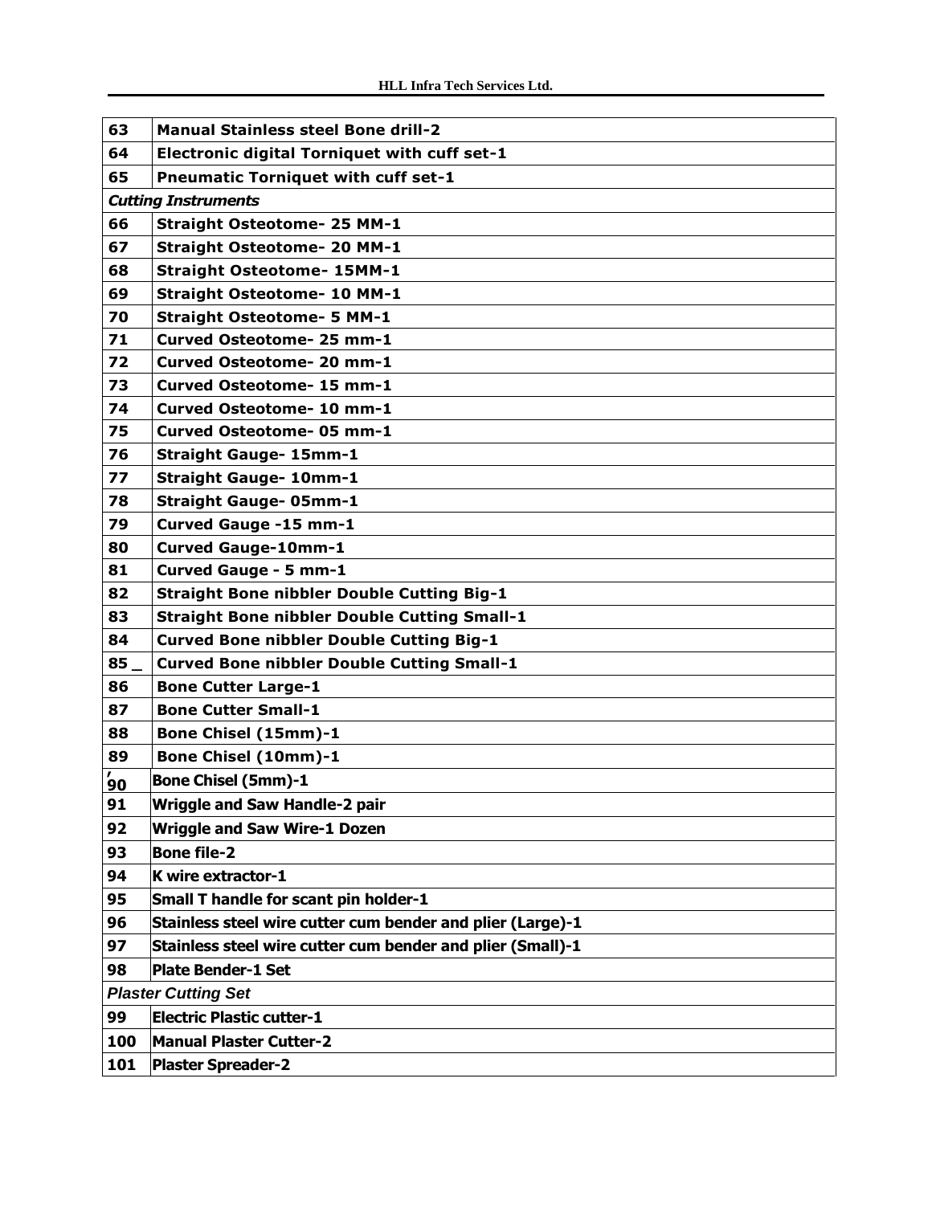| 63 | **Manual Stainless steel Bone drill-2** |
|---|---|
| 64 | **Electronic digital Torniquet with cuff set-1** |
| 65 | **Pneumatic Torniquet with cuff set-1** |
| ***Cutting Instruments*** | |
| 66 | **Straight Osteotome- 25 MM-1** |
| 67 | **Straight Osteotome- 20 MM-1** |
| 68 | **Straight Osteotome- 15MM-1** |
| 69 | **Straight Osteotome- 10 MM-1** |
| 70 | **Straight Osteotome- 5 MM-1** |
| 71 | **Curved Osteotome- 25 mm-1** |
| 72 | **Curved Osteotome- 20 mm-1** |
| 73 | **Curved Osteotome- 15 mm-1** |
| 74 | **Curved Osteotome- 10 mm-1** |
| 75 | **Curved Osteotome- 05 mm-1** |
| 76 | **Straight Gauge- 15mm-1** |
| 77 | **Straight Gauge- 10mm-1** |
| 78 | **Straight Gauge- 05mm-1** |
| 79 | **Curved Gauge -15 mm-1** |
| 80 | **Curved Gauge-10mm-1** |
| 81 | **Curved Gauge - 5 mm-1** |
| 82 | **Straight Bone nibbler Double Cutting Big-1** |
| 83 | **Straight Bone nibbler Double Cutting Small-1** |
| 84 | **Curved Bone nibbler Double Cutting Big-1** |
| 85 _ | **Curved Bone nibbler Double Cutting Small-1** |
| 86 | **Bone Cutter Large-1** |
| 87 | **Bone Cutter Small-1** |
| 88 | **Bone Chisel (15mm)-1** |
| 89 | **Bone Chisel (10mm)-1** |
| '90 | **Bone Chisel (5mm)-1** |
| 91 | **Wriggle and Saw Handle-2 pair** |
| 92 | **Wriggle and Saw Wire-1 Dozen** |
| 93 | **Bone file-2** |
| 94 | **K wire extractor-1** |
| 95 | **Small T handle for scant pin holder-1** |
| 96 | **Stainless steel wire cutter cum bender and plier (Large)-1** |
| 97 | **Stainless steel wire cutter cum bender and plier (Small)-1** |
| 98 | **Plate Bender-1 Set** |
| ***Plaster Cutting Set*** | |
| 99 | **Electric Plastic cutter-1** |
| 100 | **Manual Plaster Cutter-2** |
| 101 | **Plaster Spreader-2** |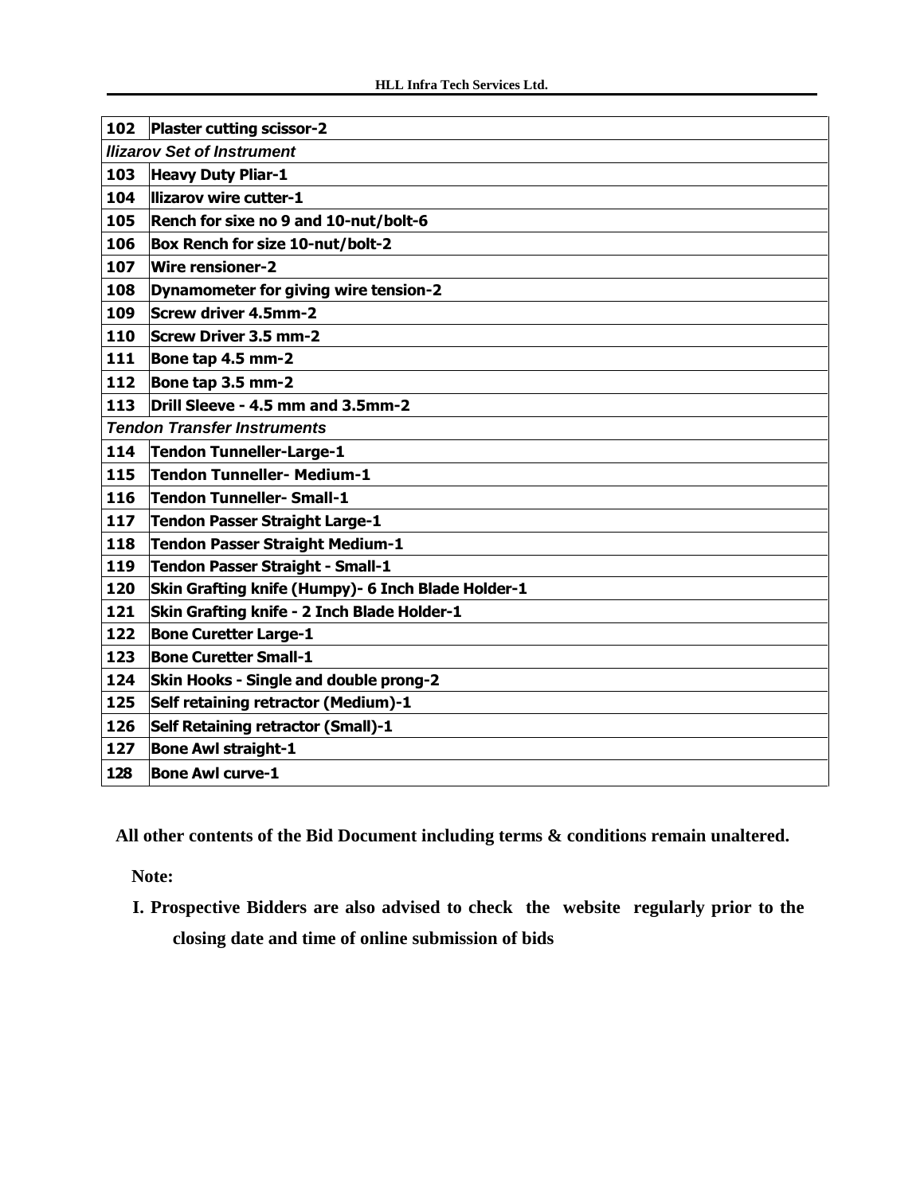| | |
|---|---|
| **102** | **Plaster cutting scissor-2** |
| ***Ilizarov Set of Instrument*** | |
| **103** | **Heavy Duty Pliar-1** |
| **104** | **Ilizarov wire cutter-1** |
| **105** | **Rench for sixe no 9 and 10-nut/bolt-6** |
| **106** | **Box Rench for size 10-nut/bolt-2** |
| **107** | **Wire rensioner-2** |
| **108** | **Dynamometer for giving wire tension-2** |
| **109** | **Screw driver 4.5mm-2** |
| **110** | **Screw Driver 3.5 mm-2** |
| **111** | **Bone tap 4.5 mm-2** |
| **112** | **Bone tap 3.5 mm-2** |
| **113** | **Drill Sleeve - 4.5 mm and 3.5mm-2** |
| ***Tendon Transfer Instruments*** | |
| **114** | **Tendon Tunneller-Large-1** |
| **115** | **Tendon Tunneller- Medium-1** |
| **116** | **Tendon Tunneller- Small-1** |
| **117** | **Tendon Passer Straight Large-1** |
| **118** | **Tendon Passer Straight Medium-1** |
| **119** | **Tendon Passer Straight - Small-1** |
| **120** | **Skin Grafting knife (Humpy)- 6 Inch Blade Holder-1** |
| **121** | **Skin Grafting knife - 2 Inch Blade Holder-1** |
| **122** | **Bone Curetter Large-1** |
| **123** | **Bone Curetter Small-1** |
| **124** | **Skin Hooks - Single and double prong-2** |
| **125** | **Self retaining retractor (Medium)-1** |
| **126** | **Self Retaining retractor (Small)-1** |
| **127** | **Bone Awl straight-1** |
| **128** | **Bone Awl curve-1** |

**All other contents of the Bid Document including terms & conditions remain unaltered.**

**Note:**

I. **Prospective Bidders are also advised to check the website regularly prior to the closing date and time of online submission of bids**